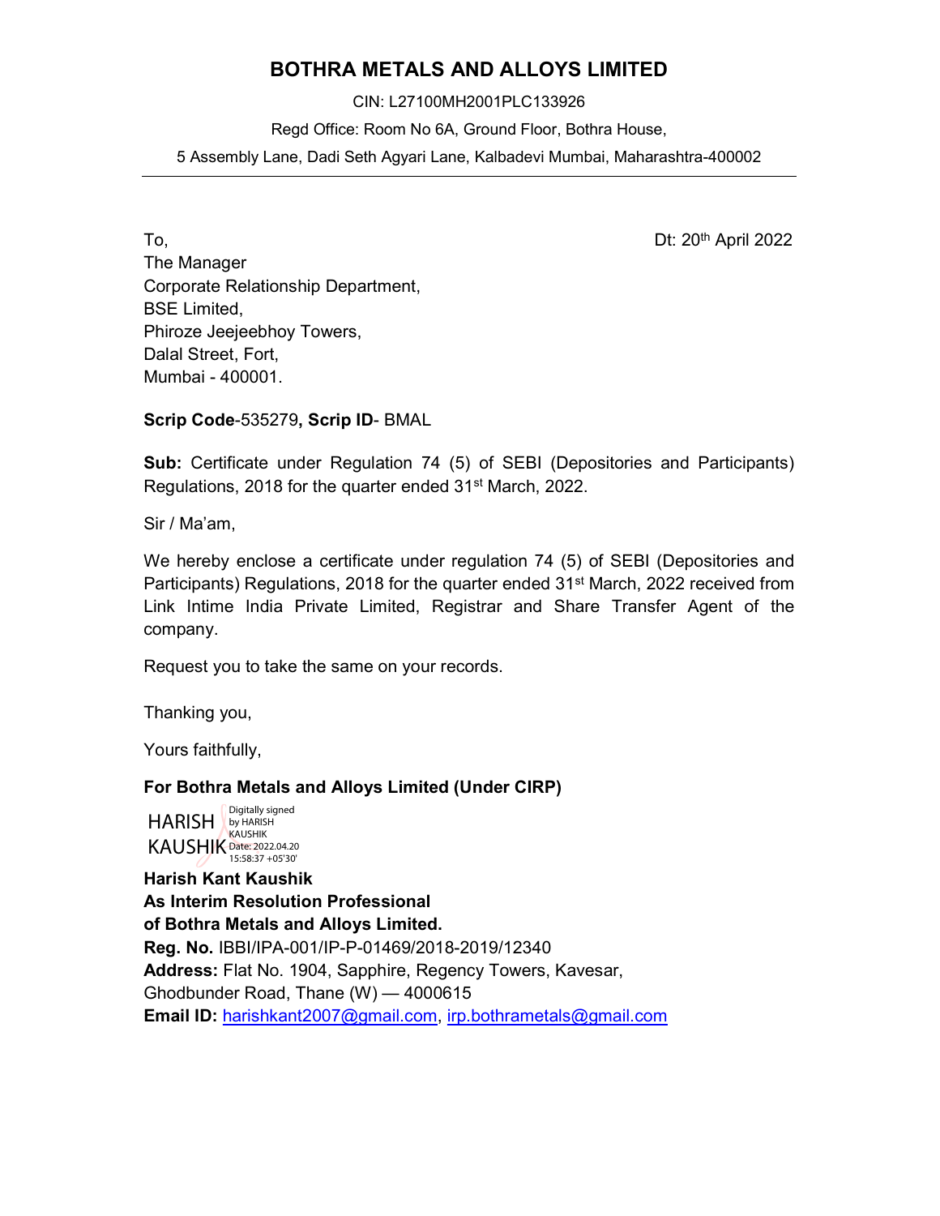# BOTHRA METALS AND ALLOYS LIMITED

CIN: L27100MH2001PLC133926

Regd Office: Room No 6A, Ground Floor, Bothra House,

5 Assembly Lane, Dadi Seth Agyari Lane, Kalbadevi Mumbai, Maharashtra-400002

---

To,

Dt: 20th April 2022

The Manager
Corporate Relationship Department,
BSE Limited,
Phiroze Jeejeebhoy Towers,
Dalal Street, Fort,
Mumbai - 400001.

**Scrip Code**-535279**, Scrip ID**- BMAL

**Sub:** Certificate under Regulation 74 (5) of SEBI (Depositories and Participants) Regulations, 2018 for the quarter ended 31st March, 2022.

Sir / Ma'am,

We hereby enclose a certificate under regulation 74 (5) of SEBI (Depositories and Participants) Regulations, 2018 for the quarter ended 31st March, 2022 received from Link Intime India Private Limited, Registrar and Share Transfer Agent of the company.

Request you to take the same on your records.

Thanking you,

Yours faithfully,

**For Bothra Metals and Alloys Limited (Under CIRP)**

HARISH KAUSHIK
Digitally signed by HARISH KAUSHIK
Date: 2022.04.20 15:58:37 +05'30'

**Harish Kant Kaushik**
**As Interim Resolution Professional**
**of Bothra Metals and Alloys Limited.**
**Reg. No.** IBBI/IPA-001/IP-P-01469/2018-2019/12340
**Address:** Flat No. 1904, Sapphire, Regency Towers, Kavesar, Ghodbunder Road, Thane (W) — 4000615
**Email ID:** harishkant2007@gmail.com, irp.bothrametals@gmail.com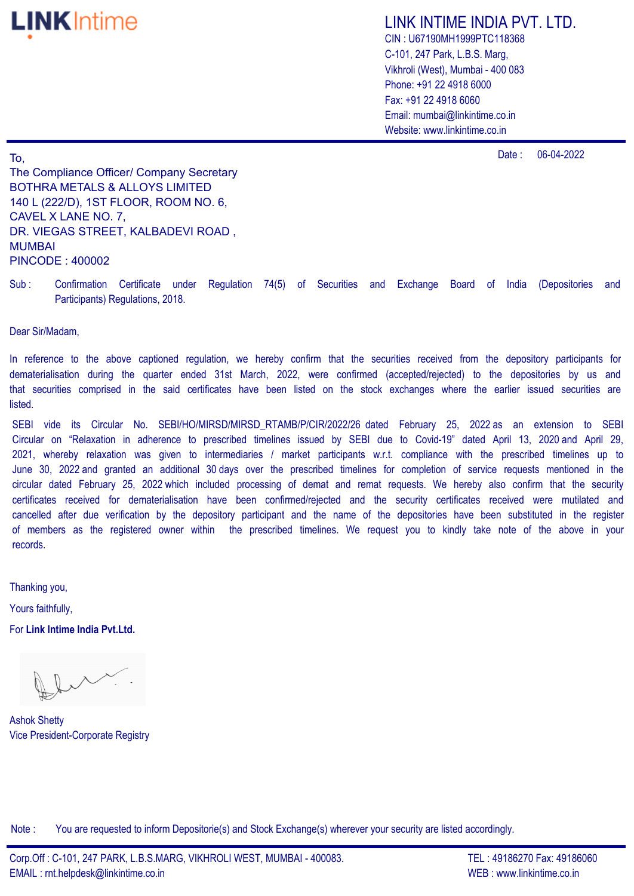LINK Intime

LINK INTIME INDIA PVT. LTD.
CIN : U67190MH1999PTC118368
C-101, 247 Park, L.B.S. Marg,
Vikhroli (West), Mumbai - 400 083
Phone: +91 22 4918 6000
Fax: +91 22 4918 6060
Email: mumbai@linkintime.co.in
Website: www.linkintime.co.in

Date : 06-04-2022

To,
The Compliance Officer/ Company Secretary
BOTHRA METALS & ALLOYS LIMITED
140 L (222/D), 1ST FLOOR, ROOM NO. 6,
CAVEL X LANE NO. 7,
DR. VIEGAS STREET, KALBADEVI ROAD ,
MUMBAI
PINCODE : 400002

Sub : Confirmation Certificate under Regulation 74(5) of Securities and Exchange Board of India (Depositories and Participants) Regulations, 2018.

Dear Sir/Madam,

In reference to the above captioned regulation, we hereby confirm that the securities received from the depository participants for dematerialisation during the quarter ended 31st March, 2022, were confirmed (accepted/rejected) to the depositories by us and that securities comprised in the said certificates have been listed on the stock exchanges where the earlier issued securities are listed.

SEBI vide its Circular No. SEBI/HO/MIRSD/MIRSD_RTAMB/P/CIR/2022/26 dated February 25, 2022 as an extension to SEBI Circular on "Relaxation in adherence to prescribed timelines issued by SEBI due to Covid-19" dated April 13, 2020 and April 29, 2021, whereby relaxation was given to intermediaries / market participants w.r.t. compliance with the prescribed timelines up to June 30, 2022 and granted an additional 30 days over the prescribed timelines for completion of service requests mentioned in the circular dated February 25, 2022 which included processing of demat and remat requests. We hereby also confirm that the security certificates received for dematerialisation have been confirmed/rejected and the security certificates received were mutilated and cancelled after due verification by the depository participant and the name of the depositories have been substituted in the register of members as the registered owner within the prescribed timelines. We request you to kindly take note of the above in your records.

Thanking you,

Yours faithfully,

For **Link Intime India Pvt.Ltd.**

Ashok Shetty
Vice President-Corporate Registry

Note : You are requested to inform Depositorie(s) and Stock Exchange(s) wherever your security are listed accordingly.

Corp.Off : C-101, 247 PARK, L.B.S.MARG, VIKHROLI WEST, MUMBAI - 400083.
EMAIL : rnt.helpdesk@linkintime.co.in
TEL : 49186270 Fax: 49186060
WEB : www.linkintime.co.in